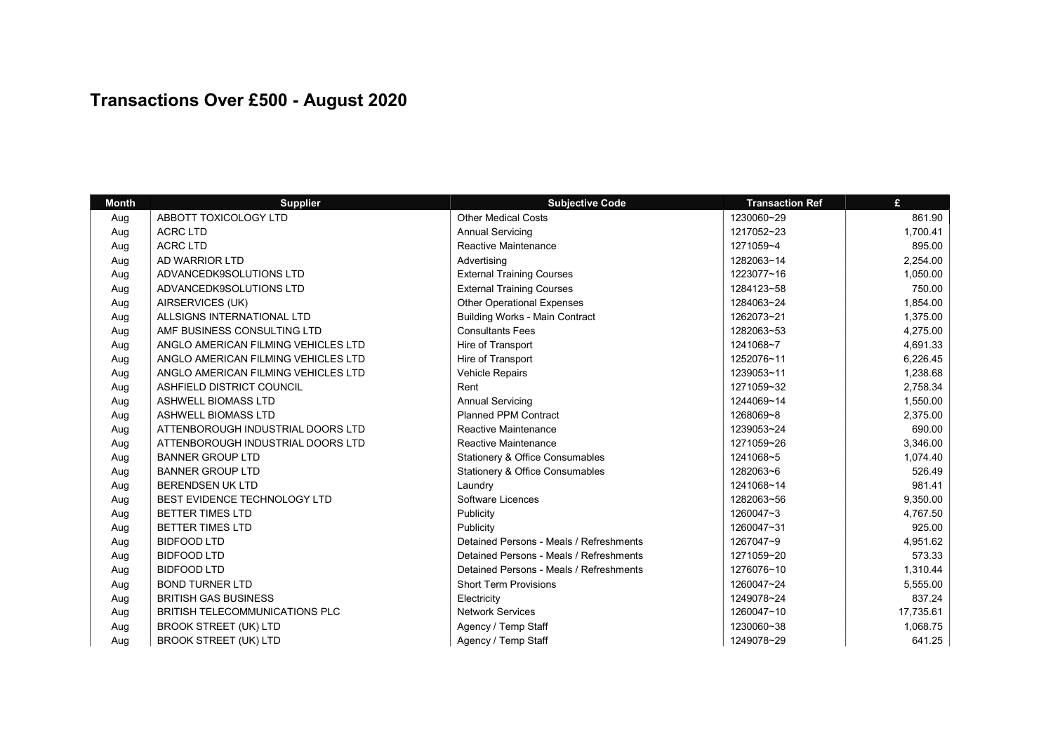# Transactions Over £500 - August 2020

| Month | Supplier | Subjective Code | Transaction Ref | £ |
|---|---|---|---|---|
| Aug | ABBOTT TOXICOLOGY LTD | Other Medical Costs | 1230060~29 | 861.90 |
| Aug | ACRC LTD | Annual Servicing | 1217052~23 | 1,700.41 |
| Aug | ACRC LTD | Reactive Maintenance | 1271059~4 | 895.00 |
| Aug | AD WARRIOR LTD | Advertising | 1282063~14 | 2,254.00 |
| Aug | ADVANCEDK9SOLUTIONS LTD | External Training Courses | 1223077~16 | 1,050.00 |
| Aug | ADVANCEDK9SOLUTIONS LTD | External Training Courses | 1284123~58 | 750.00 |
| Aug | AIRSERVICES (UK) | Other Operational Expenses | 1284063~24 | 1,854.00 |
| Aug | ALLSIGNS INTERNATIONAL LTD | Building Works - Main Contract | 1262073~21 | 1,375.00 |
| Aug | AMF BUSINESS CONSULTING LTD | Consultants Fees | 1282063~53 | 4,275.00 |
| Aug | ANGLO AMERICAN FILMING VEHICLES LTD | Hire of Transport | 1241068~7 | 4,691.33 |
| Aug | ANGLO AMERICAN FILMING VEHICLES LTD | Hire of Transport | 1252076~11 | 6,226.45 |
| Aug | ANGLO AMERICAN FILMING VEHICLES LTD | Vehicle Repairs | 1239053~11 | 1,238.68 |
| Aug | ASHFIELD DISTRICT COUNCIL | Rent | 1271059~32 | 2,758.34 |
| Aug | ASHWELL BIOMASS LTD | Annual Servicing | 1244069~14 | 1,550.00 |
| Aug | ASHWELL BIOMASS LTD | Planned PPM Contract | 1268069~8 | 2,375.00 |
| Aug | ATTENBOROUGH INDUSTRIAL DOORS LTD | Reactive Maintenance | 1239053~24 | 690.00 |
| Aug | ATTENBOROUGH INDUSTRIAL DOORS LTD | Reactive Maintenance | 1271059~26 | 3,346.00 |
| Aug | BANNER GROUP LTD | Stationery & Office Consumables | 1241068~5 | 1,074.40 |
| Aug | BANNER GROUP LTD | Stationery & Office Consumables | 1282063~6 | 526.49 |
| Aug | BERENDSEN UK LTD | Laundry | 1241068~14 | 981.41 |
| Aug | BEST EVIDENCE TECHNOLOGY LTD | Software Licences | 1282063~56 | 9,350.00 |
| Aug | BETTER TIMES LTD | Publicity | 1260047~3 | 4,767.50 |
| Aug | BETTER TIMES LTD | Publicity | 1260047~31 | 925.00 |
| Aug | BIDFOOD LTD | Detained Persons - Meals / Refreshments | 1267047~9 | 4,951.62 |
| Aug | BIDFOOD LTD | Detained Persons - Meals / Refreshments | 1271059~20 | 573.33 |
| Aug | BIDFOOD LTD | Detained Persons - Meals / Refreshments | 1276076~10 | 1,310.44 |
| Aug | BOND TURNER LTD | Short Term Provisions | 1260047~24 | 5,555.00 |
| Aug | BRITISH GAS BUSINESS | Electricity | 1249078~24 | 837.24 |
| Aug | BRITISH TELECOMMUNICATIONS PLC | Network Services | 1260047~10 | 17,735.61 |
| Aug | BROOK STREET (UK) LTD | Agency / Temp Staff | 1230060~38 | 1,068.75 |
| Aug | BROOK STREET (UK) LTD | Agency / Temp Staff | 1249078~29 | 641.25 |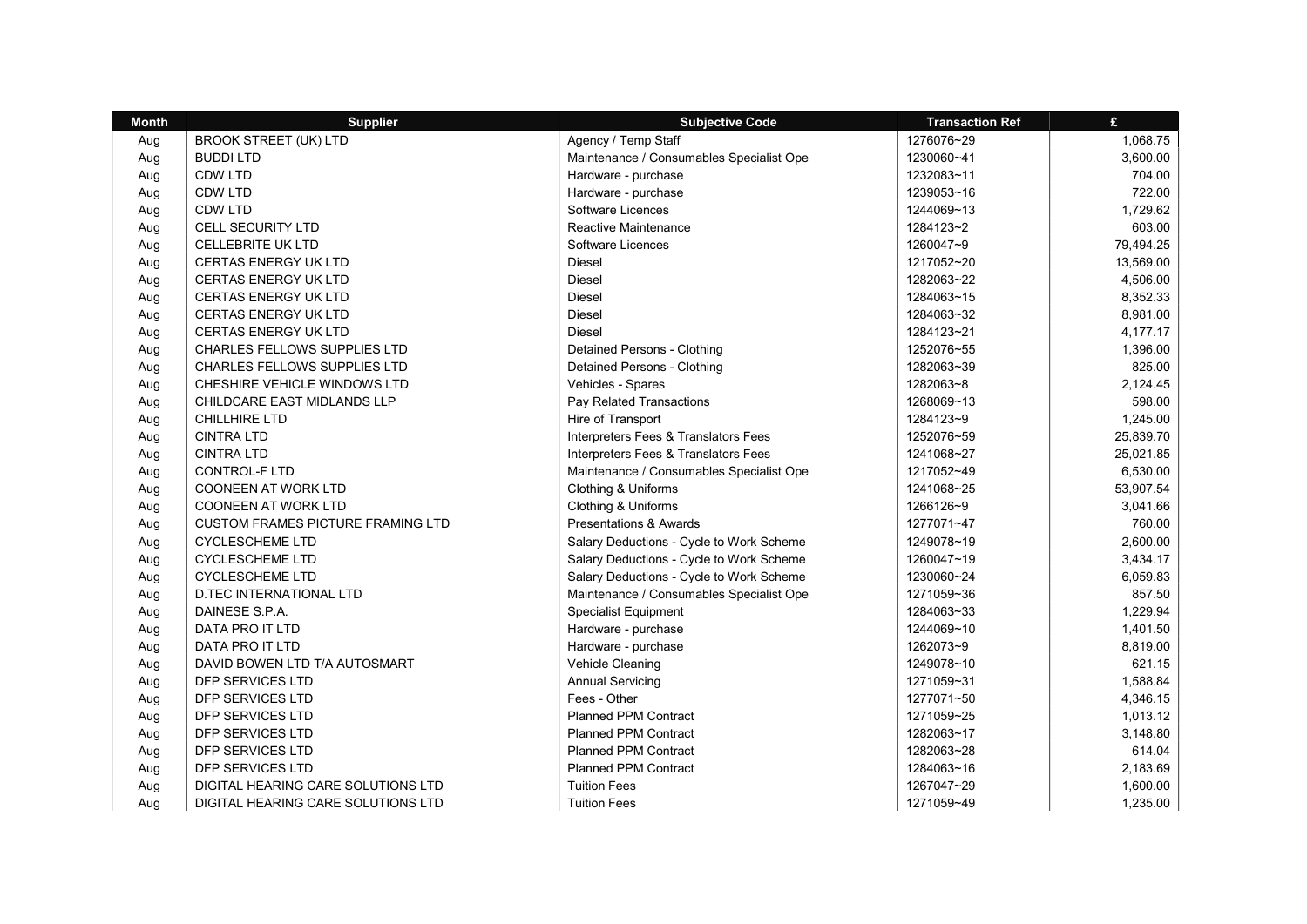| Month | Supplier | Subjective Code | Transaction Ref | £ |
|---|---|---|---|---|
| Aug | BROOK STREET (UK) LTD | Agency / Temp Staff | 1276076~29 | 1,068.75 |
| Aug | BUDDI LTD | Maintenance / Consumables Specialist Ope | 1230060~41 | 3,600.00 |
| Aug | CDW LTD | Hardware - purchase | 1232083~11 | 704.00 |
| Aug | CDW LTD | Hardware - purchase | 1239053~16 | 722.00 |
| Aug | CDW LTD | Software Licences | 1244069~13 | 1,729.62 |
| Aug | CELL SECURITY LTD | Reactive Maintenance | 1284123~2 | 603.00 |
| Aug | CELLEBRITE UK LTD | Software Licences | 1260047~9 | 79,494.25 |
| Aug | CERTAS ENERGY UK LTD | Diesel | 1217052~20 | 13,569.00 |
| Aug | CERTAS ENERGY UK LTD | Diesel | 1282063~22 | 4,506.00 |
| Aug | CERTAS ENERGY UK LTD | Diesel | 1284063~15 | 8,352.33 |
| Aug | CERTAS ENERGY UK LTD | Diesel | 1284063~32 | 8,981.00 |
| Aug | CERTAS ENERGY UK LTD | Diesel | 1284123~21 | 4,177.17 |
| Aug | CHARLES FELLOWS SUPPLIES LTD | Detained Persons - Clothing | 1252076~55 | 1,396.00 |
| Aug | CHARLES FELLOWS SUPPLIES LTD | Detained Persons - Clothing | 1282063~39 | 825.00 |
| Aug | CHESHIRE VEHICLE WINDOWS LTD | Vehicles - Spares | 1282063~8 | 2,124.45 |
| Aug | CHILDCARE EAST MIDLANDS LLP | Pay Related Transactions | 1268069~13 | 598.00 |
| Aug | CHILLHIRE LTD | Hire of Transport | 1284123~9 | 1,245.00 |
| Aug | CINTRA LTD | Interpreters Fees & Translators Fees | 1252076~59 | 25,839.70 |
| Aug | CINTRA LTD | Interpreters Fees & Translators Fees | 1241068~27 | 25,021.85 |
| Aug | CONTROL-F LTD | Maintenance / Consumables Specialist Ope | 1217052~49 | 6,530.00 |
| Aug | COONEEN AT WORK LTD | Clothing & Uniforms | 1241068~25 | 53,907.54 |
| Aug | COONEEN AT WORK LTD | Clothing & Uniforms | 1266126~9 | 3,041.66 |
| Aug | CUSTOM FRAMES PICTURE FRAMING LTD | Presentations & Awards | 1277071~47 | 760.00 |
| Aug | CYCLESCHEME LTD | Salary Deductions - Cycle to Work Scheme | 1249078~19 | 2,600.00 |
| Aug | CYCLESCHEME LTD | Salary Deductions - Cycle to Work Scheme | 1260047~19 | 3,434.17 |
| Aug | CYCLESCHEME LTD | Salary Deductions - Cycle to Work Scheme | 1230060~24 | 6,059.83 |
| Aug | D.TEC INTERNATIONAL LTD | Maintenance / Consumables Specialist Ope | 1271059~36 | 857.50 |
| Aug | DAINESE S.P.A. | Specialist Equipment | 1284063~33 | 1,229.94 |
| Aug | DATA PRO IT LTD | Hardware - purchase | 1244069~10 | 1,401.50 |
| Aug | DATA PRO IT LTD | Hardware - purchase | 1262073~9 | 8,819.00 |
| Aug | DAVID BOWEN LTD T/A AUTOSMART | Vehicle Cleaning | 1249078~10 | 621.15 |
| Aug | DFP SERVICES LTD | Annual Servicing | 1271059~31 | 1,588.84 |
| Aug | DFP SERVICES LTD | Fees - Other | 1277071~50 | 4,346.15 |
| Aug | DFP SERVICES LTD | Planned PPM Contract | 1271059~25 | 1,013.12 |
| Aug | DFP SERVICES LTD | Planned PPM Contract | 1282063~17 | 3,148.80 |
| Aug | DFP SERVICES LTD | Planned PPM Contract | 1282063~28 | 614.04 |
| Aug | DFP SERVICES LTD | Planned PPM Contract | 1284063~16 | 2,183.69 |
| Aug | DIGITAL HEARING CARE SOLUTIONS LTD | Tuition Fees | 1267047~29 | 1,600.00 |
| Aug | DIGITAL HEARING CARE SOLUTIONS LTD | Tuition Fees | 1271059~49 | 1,235.00 |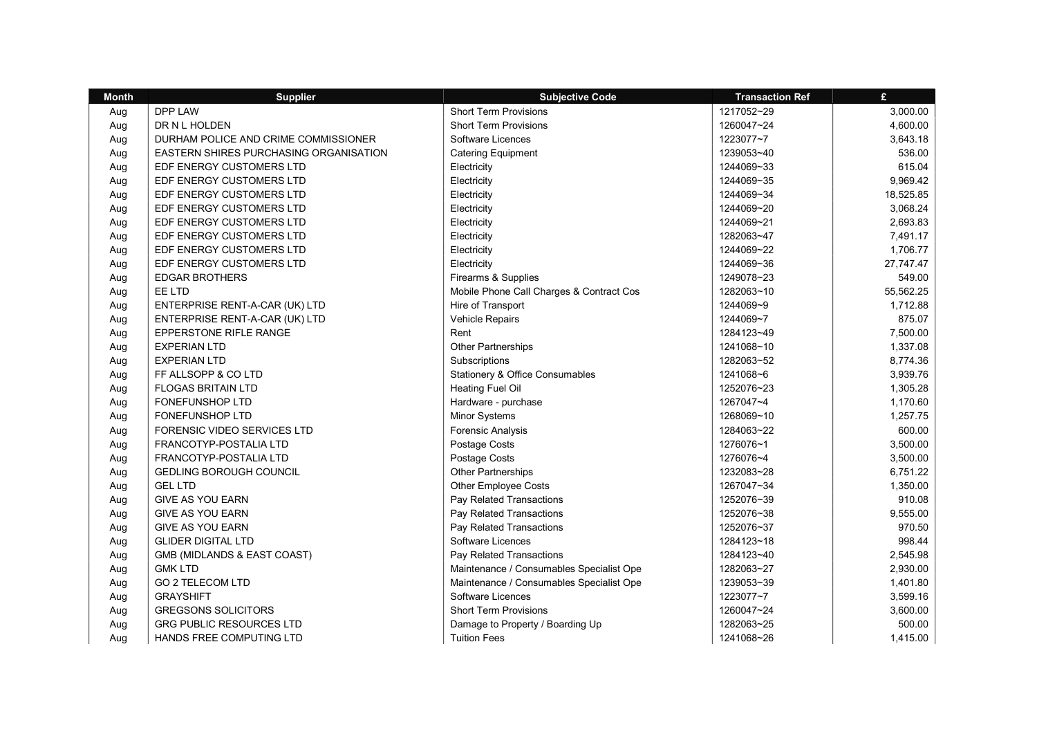| Month | Supplier | Subjective Code | Transaction Ref | £ |
|---|---|---|---|---|
| Aug | DPP LAW | Short Term Provisions | 1217052~29 | 3,000.00 |
| Aug | DR N L HOLDEN | Short Term Provisions | 1260047~24 | 4,600.00 |
| Aug | DURHAM POLICE AND CRIME COMMISSIONER | Software Licences | 1223077~7 | 3,643.18 |
| Aug | EASTERN SHIRES PURCHASING ORGANISATION | Catering Equipment | 1239053~40 | 536.00 |
| Aug | EDF ENERGY CUSTOMERS LTD | Electricity | 1244069~33 | 615.04 |
| Aug | EDF ENERGY CUSTOMERS LTD | Electricity | 1244069~35 | 9,969.42 |
| Aug | EDF ENERGY CUSTOMERS LTD | Electricity | 1244069~34 | 18,525.85 |
| Aug | EDF ENERGY CUSTOMERS LTD | Electricity | 1244069~20 | 3,068.24 |
| Aug | EDF ENERGY CUSTOMERS LTD | Electricity | 1244069~21 | 2,693.83 |
| Aug | EDF ENERGY CUSTOMERS LTD | Electricity | 1282063~47 | 7,491.17 |
| Aug | EDF ENERGY CUSTOMERS LTD | Electricity | 1244069~22 | 1,706.77 |
| Aug | EDF ENERGY CUSTOMERS LTD | Electricity | 1244069~36 | 27,747.47 |
| Aug | EDGAR BROTHERS | Firearms & Supplies | 1249078~23 | 549.00 |
| Aug | EE LTD | Mobile Phone Call Charges & Contract Cos | 1282063~10 | 55,562.25 |
| Aug | ENTERPRISE RENT-A-CAR (UK) LTD | Hire of Transport | 1244069~9 | 1,712.88 |
| Aug | ENTERPRISE RENT-A-CAR (UK) LTD | Vehicle Repairs | 1244069~7 | 875.07 |
| Aug | EPPERSTONE RIFLE RANGE | Rent | 1284123~49 | 7,500.00 |
| Aug | EXPERIAN LTD | Other Partnerships | 1241068~10 | 1,337.08 |
| Aug | EXPERIAN LTD | Subscriptions | 1282063~52 | 8,774.36 |
| Aug | FF ALLSOPP & CO LTD | Stationery & Office Consumables | 1241068~6 | 3,939.76 |
| Aug | FLOGAS BRITAIN LTD | Heating Fuel Oil | 1252076~23 | 1,305.28 |
| Aug | FONEFUNSHOP LTD | Hardware - purchase | 1267047~4 | 1,170.60 |
| Aug | FONEFUNSHOP LTD | Minor Systems | 1268069~10 | 1,257.75 |
| Aug | FORENSIC VIDEO SERVICES LTD | Forensic Analysis | 1284063~22 | 600.00 |
| Aug | FRANCOTYP-POSTALIA LTD | Postage Costs | 1276076~1 | 3,500.00 |
| Aug | FRANCOTYP-POSTALIA LTD | Postage Costs | 1276076~4 | 3,500.00 |
| Aug | GEDLING BOROUGH COUNCIL | Other Partnerships | 1232083~28 | 6,751.22 |
| Aug | GEL LTD | Other Employee Costs | 1267047~34 | 1,350.00 |
| Aug | GIVE AS YOU EARN | Pay Related Transactions | 1252076~39 | 910.08 |
| Aug | GIVE AS YOU EARN | Pay Related Transactions | 1252076~38 | 9,555.00 |
| Aug | GIVE AS YOU EARN | Pay Related Transactions | 1252076~37 | 970.50 |
| Aug | GLIDER DIGITAL LTD | Software Licences | 1284123~18 | 998.44 |
| Aug | GMB (MIDLANDS & EAST COAST) | Pay Related Transactions | 1284123~40 | 2,545.98 |
| Aug | GMK LTD | Maintenance / Consumables Specialist Ope | 1282063~27 | 2,930.00 |
| Aug | GO 2 TELECOM LTD | Maintenance / Consumables Specialist Ope | 1239053~39 | 1,401.80 |
| Aug | GRAYSHIFT | Software Licences | 1223077~7 | 3,599.16 |
| Aug | GREGSONS SOLICITORS | Short Term Provisions | 1260047~24 | 3,600.00 |
| Aug | GRG PUBLIC RESOURCES LTD | Damage to Property / Boarding Up | 1282063~25 | 500.00 |
| Aug | HANDS FREE COMPUTING LTD | Tuition Fees | 1241068~26 | 1,415.00 |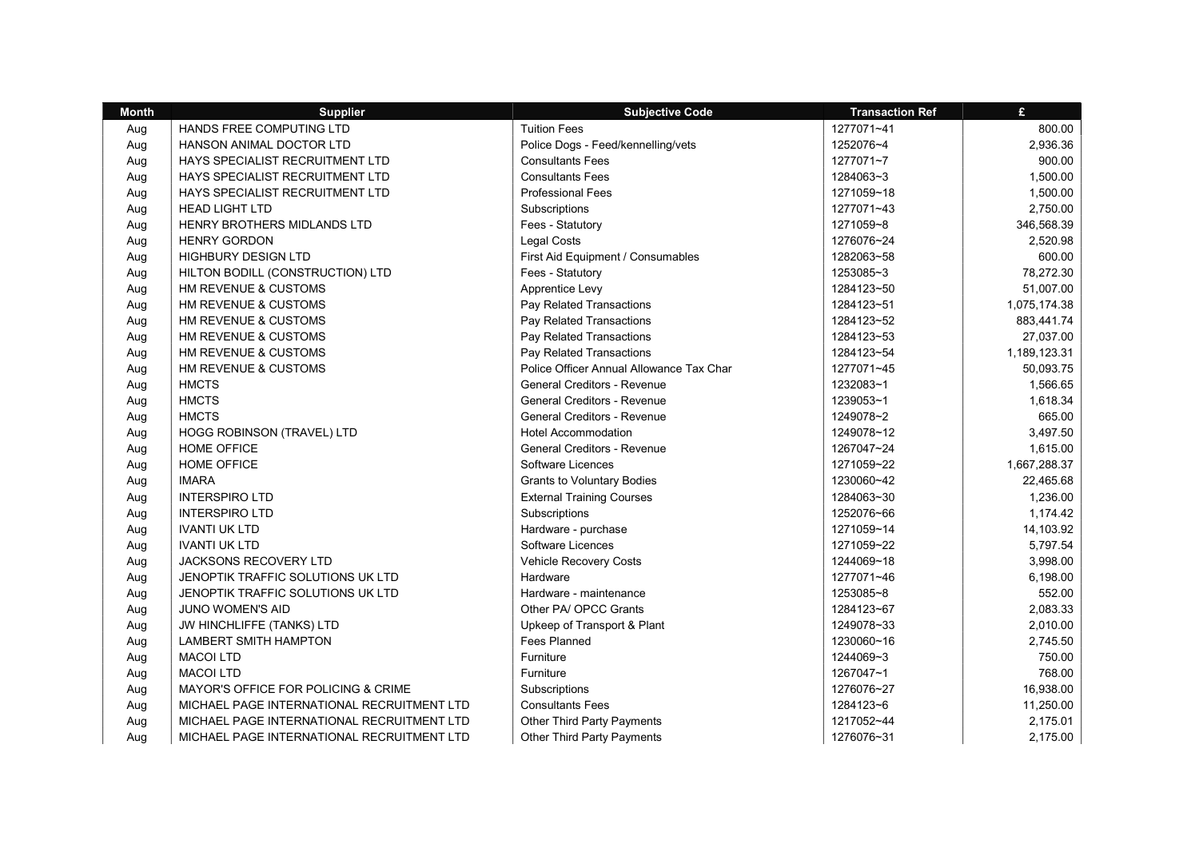| Month | Supplier | Subjective Code | Transaction Ref | £ |
|---|---|---|---|---|
| Aug | HANDS FREE COMPUTING LTD | Tuition Fees | 1277071~41 | 800.00 |
| Aug | HANSON ANIMAL DOCTOR LTD | Police Dogs - Feed/kennelling/vets | 1252076~4 | 2,936.36 |
| Aug | HAYS SPECIALIST RECRUITMENT LTD | Consultants Fees | 1277071~7 | 900.00 |
| Aug | HAYS SPECIALIST RECRUITMENT LTD | Consultants Fees | 1284063~3 | 1,500.00 |
| Aug | HAYS SPECIALIST RECRUITMENT LTD | Professional Fees | 1271059~18 | 1,500.00 |
| Aug | HEAD LIGHT LTD | Subscriptions | 1277071~43 | 2,750.00 |
| Aug | HENRY BROTHERS MIDLANDS LTD | Fees - Statutory | 1271059~8 | 346,568.39 |
| Aug | HENRY GORDON | Legal Costs | 1276076~24 | 2,520.98 |
| Aug | HIGHBURY DESIGN LTD | First Aid Equipment / Consumables | 1282063~58 | 600.00 |
| Aug | HILTON BODILL (CONSTRUCTION) LTD | Fees - Statutory | 1253085~3 | 78,272.30 |
| Aug | HM REVENUE & CUSTOMS | Apprentice Levy | 1284123~50 | 51,007.00 |
| Aug | HM REVENUE & CUSTOMS | Pay Related Transactions | 1284123~51 | 1,075,174.38 |
| Aug | HM REVENUE & CUSTOMS | Pay Related Transactions | 1284123~52 | 883,441.74 |
| Aug | HM REVENUE & CUSTOMS | Pay Related Transactions | 1284123~53 | 27,037.00 |
| Aug | HM REVENUE & CUSTOMS | Pay Related Transactions | 1284123~54 | 1,189,123.31 |
| Aug | HM REVENUE & CUSTOMS | Police Officer Annual Allowance Tax Char | 1277071~45 | 50,093.75 |
| Aug | HMCTS | General Creditors - Revenue | 1232083~1 | 1,566.65 |
| Aug | HMCTS | General Creditors - Revenue | 1239053~1 | 1,618.34 |
| Aug | HMCTS | General Creditors - Revenue | 1249078~2 | 665.00 |
| Aug | HOGG ROBINSON (TRAVEL) LTD | Hotel Accommodation | 1249078~12 | 3,497.50 |
| Aug | HOME OFFICE | General Creditors - Revenue | 1267047~24 | 1,615.00 |
| Aug | HOME OFFICE | Software Licences | 1271059~22 | 1,667,288.37 |
| Aug | IMARA | Grants to Voluntary Bodies | 1230060~42 | 22,465.68 |
| Aug | INTERSPIRO LTD | External Training Courses | 1284063~30 | 1,236.00 |
| Aug | INTERSPIRO LTD | Subscriptions | 1252076~66 | 1,174.42 |
| Aug | IVANTI UK LTD | Hardware - purchase | 1271059~14 | 14,103.92 |
| Aug | IVANTI UK LTD | Software Licences | 1271059~22 | 5,797.54 |
| Aug | JACKSONS RECOVERY LTD | Vehicle Recovery Costs | 1244069~18 | 3,998.00 |
| Aug | JENOPTIK TRAFFIC SOLUTIONS UK LTD | Hardware | 1277071~46 | 6,198.00 |
| Aug | JENOPTIK TRAFFIC SOLUTIONS UK LTD | Hardware - maintenance | 1253085~8 | 552.00 |
| Aug | JUNO WOMEN'S AID | Other PA/ OPCC Grants | 1284123~67 | 2,083.33 |
| Aug | JW HINCHLIFFE (TANKS) LTD | Upkeep of Transport & Plant | 1249078~33 | 2,010.00 |
| Aug | LAMBERT SMITH HAMPTON | Fees Planned | 1230060~16 | 2,745.50 |
| Aug | MACOI LTD | Furniture | 1244069~3 | 750.00 |
| Aug | MACOI LTD | Furniture | 1267047~1 | 768.00 |
| Aug | MAYOR'S OFFICE FOR POLICING & CRIME | Subscriptions | 1276076~27 | 16,938.00 |
| Aug | MICHAEL PAGE INTERNATIONAL RECRUITMENT LTD | Consultants Fees | 1284123~6 | 11,250.00 |
| Aug | MICHAEL PAGE INTERNATIONAL RECRUITMENT LTD | Other Third Party Payments | 1217052~44 | 2,175.01 |
| Aug | MICHAEL PAGE INTERNATIONAL RECRUITMENT LTD | Other Third Party Payments | 1276076~31 | 2,175.00 |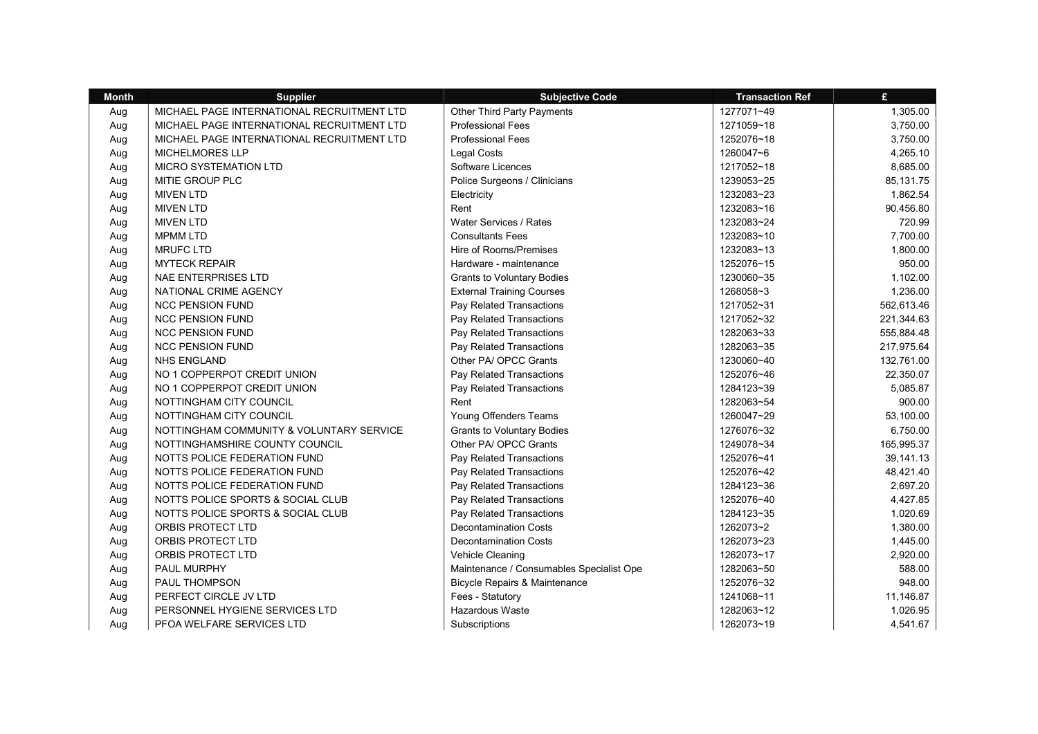| Month | Supplier | Subjective Code | Transaction Ref | £ |
|---|---|---|---|---|
| Aug | MICHAEL PAGE INTERNATIONAL RECRUITMENT LTD | Other Third Party Payments | 1277071~49 | 1,305.00 |
| Aug | MICHAEL PAGE INTERNATIONAL RECRUITMENT LTD | Professional Fees | 1271059~18 | 3,750.00 |
| Aug | MICHAEL PAGE INTERNATIONAL RECRUITMENT LTD | Professional Fees | 1252076~18 | 3,750.00 |
| Aug | MICHELMORES LLP | Legal Costs | 1260047~6 | 4,265.10 |
| Aug | MICRO SYSTEMATION LTD | Software Licences | 1217052~18 | 8,685.00 |
| Aug | MITIE GROUP PLC | Police Surgeons / Clinicians | 1239053~25 | 85,131.75 |
| Aug | MIVEN LTD | Electricity | 1232083~23 | 1,862.54 |
| Aug | MIVEN LTD | Rent | 1232083~16 | 90,456.80 |
| Aug | MIVEN LTD | Water Services / Rates | 1232083~24 | 720.99 |
| Aug | MPMM LTD | Consultants Fees | 1232083~10 | 7,700.00 |
| Aug | MRUFC LTD | Hire of Rooms/Premises | 1232083~13 | 1,800.00 |
| Aug | MYTECK REPAIR | Hardware - maintenance | 1252076~15 | 950.00 |
| Aug | NAE ENTERPRISES LTD | Grants to Voluntary Bodies | 1230060~35 | 1,102.00 |
| Aug | NATIONAL CRIME AGENCY | External Training Courses | 1268058~3 | 1,236.00 |
| Aug | NCC PENSION FUND | Pay Related Transactions | 1217052~31 | 562,613.46 |
| Aug | NCC PENSION FUND | Pay Related Transactions | 1217052~32 | 221,344.63 |
| Aug | NCC PENSION FUND | Pay Related Transactions | 1282063~33 | 555,884.48 |
| Aug | NCC PENSION FUND | Pay Related Transactions | 1282063~35 | 217,975.64 |
| Aug | NHS ENGLAND | Other PA/ OPCC Grants | 1230060~40 | 132,761.00 |
| Aug | NO 1 COPPERPOT CREDIT UNION | Pay Related Transactions | 1252076~46 | 22,350.07 |
| Aug | NO 1 COPPERPOT CREDIT UNION | Pay Related Transactions | 1284123~39 | 5,085.87 |
| Aug | NOTTINGHAM CITY COUNCIL | Rent | 1282063~54 | 900.00 |
| Aug | NOTTINGHAM CITY COUNCIL | Young Offenders Teams | 1260047~29 | 53,100.00 |
| Aug | NOTTINGHAM COMMUNITY & VOLUNTARY SERVICE | Grants to Voluntary Bodies | 1276076~32 | 6,750.00 |
| Aug | NOTTINGHAMSHIRE COUNTY COUNCIL | Other PA/ OPCC Grants | 1249078~34 | 165,995.37 |
| Aug | NOTTS POLICE FEDERATION FUND | Pay Related Transactions | 1252076~41 | 39,141.13 |
| Aug | NOTTS POLICE FEDERATION FUND | Pay Related Transactions | 1252076~42 | 48,421.40 |
| Aug | NOTTS POLICE FEDERATION FUND | Pay Related Transactions | 1284123~36 | 2,697.20 |
| Aug | NOTTS POLICE SPORTS & SOCIAL CLUB | Pay Related Transactions | 1252076~40 | 4,427.85 |
| Aug | NOTTS POLICE SPORTS & SOCIAL CLUB | Pay Related Transactions | 1284123~35 | 1,020.69 |
| Aug | ORBIS PROTECT LTD | Decontamination Costs | 1262073~2 | 1,380.00 |
| Aug | ORBIS PROTECT LTD | Decontamination Costs | 1262073~23 | 1,445.00 |
| Aug | ORBIS PROTECT LTD | Vehicle Cleaning | 1262073~17 | 2,920.00 |
| Aug | PAUL MURPHY | Maintenance / Consumables Specialist Ope | 1282063~50 | 588.00 |
| Aug | PAUL THOMPSON | Bicycle Repairs & Maintenance | 1252076~32 | 948.00 |
| Aug | PERFECT CIRCLE JV LTD | Fees - Statutory | 1241068~11 | 11,146.87 |
| Aug | PERSONNEL HYGIENE SERVICES LTD | Hazardous Waste | 1282063~12 | 1,026.95 |
| Aug | PFOA WELFARE SERVICES LTD | Subscriptions | 1262073~19 | 4,541.67 |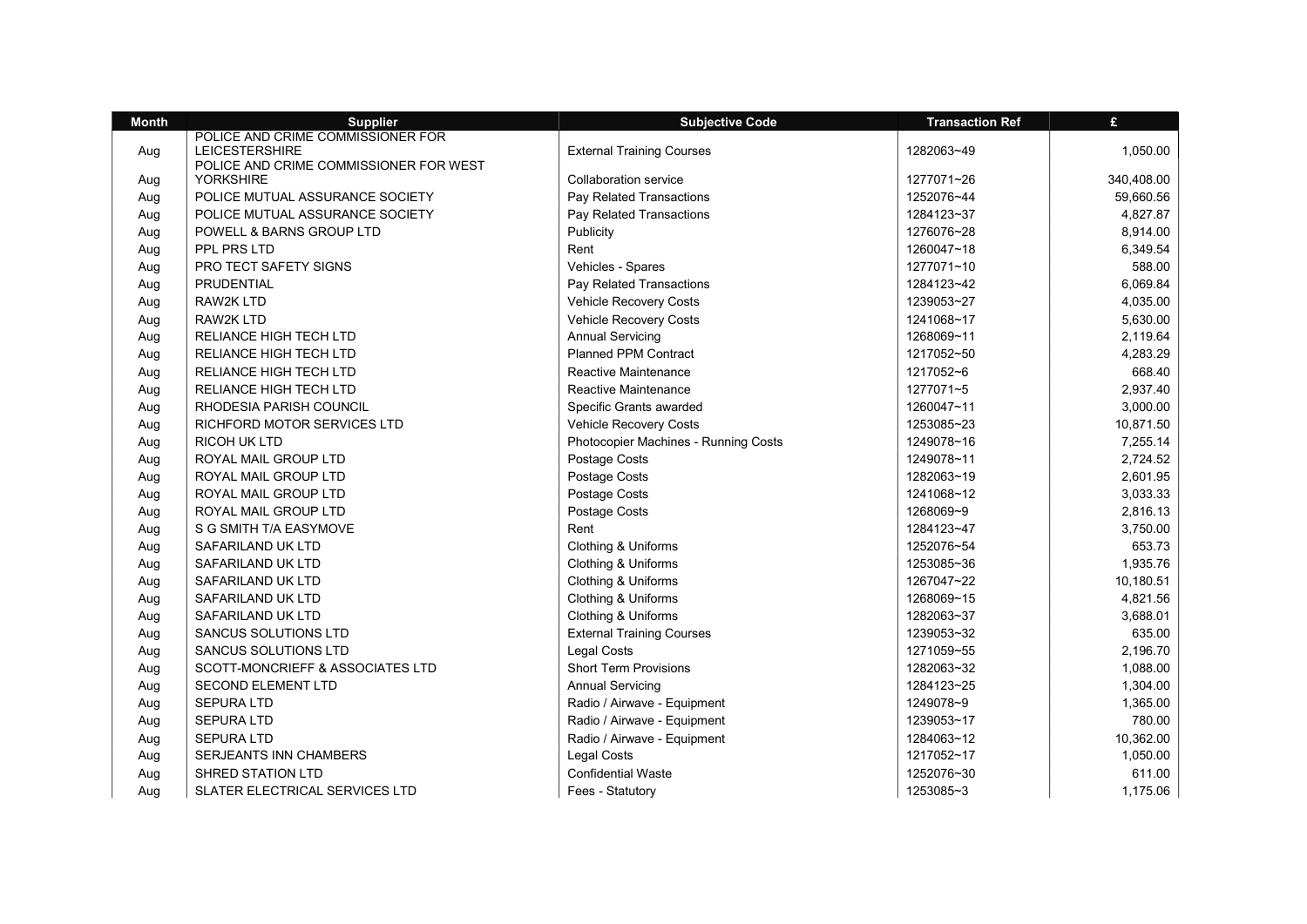| Month | Supplier | Subjective Code | Transaction Ref | £ |
|---|---|---|---|---|
| Aug | POLICE AND CRIME COMMISSIONER FOR LEICESTERSHIRE | External Training Courses | 1282063~49 | 1,050.00 |
| Aug | POLICE AND CRIME COMMISSIONER FOR WEST YORKSHIRE | Collaboration service | 1277071~26 | 340,408.00 |
| Aug | POLICE MUTUAL ASSURANCE SOCIETY | Pay Related Transactions | 1252076~44 | 59,660.56 |
| Aug | POLICE MUTUAL ASSURANCE SOCIETY | Pay Related Transactions | 1284123~37 | 4,827.87 |
| Aug | POWELL & BARNS GROUP LTD | Publicity | 1276076~28 | 8,914.00 |
| Aug | PPL PRS LTD | Rent | 1260047~18 | 6,349.54 |
| Aug | PRO TECT SAFETY SIGNS | Vehicles - Spares | 1277071~10 | 588.00 |
| Aug | PRUDENTIAL | Pay Related Transactions | 1284123~42 | 6,069.84 |
| Aug | RAW2K LTD | Vehicle Recovery Costs | 1239053~27 | 4,035.00 |
| Aug | RAW2K LTD | Vehicle Recovery Costs | 1241068~17 | 5,630.00 |
| Aug | RELIANCE HIGH TECH LTD | Annual Servicing | 1268069~11 | 2,119.64 |
| Aug | RELIANCE HIGH TECH LTD | Planned PPM Contract | 1217052~50 | 4,283.29 |
| Aug | RELIANCE HIGH TECH LTD | Reactive Maintenance | 1217052~6 | 668.40 |
| Aug | RELIANCE HIGH TECH LTD | Reactive Maintenance | 1277071~5 | 2,937.40 |
| Aug | RHODESIA PARISH COUNCIL | Specific Grants awarded | 1260047~11 | 3,000.00 |
| Aug | RICHFORD MOTOR SERVICES LTD | Vehicle Recovery Costs | 1253085~23 | 10,871.50 |
| Aug | RICOH UK LTD | Photocopier Machines - Running Costs | 1249078~16 | 7,255.14 |
| Aug | ROYAL MAIL GROUP LTD | Postage Costs | 1249078~11 | 2,724.52 |
| Aug | ROYAL MAIL GROUP LTD | Postage Costs | 1282063~19 | 2,601.95 |
| Aug | ROYAL MAIL GROUP LTD | Postage Costs | 1241068~12 | 3,033.33 |
| Aug | ROYAL MAIL GROUP LTD | Postage Costs | 1268069~9 | 2,816.13 |
| Aug | S G SMITH T/A EASYMOVE | Rent | 1284123~47 | 3,750.00 |
| Aug | SAFARILAND UK LTD | Clothing & Uniforms | 1252076~54 | 653.73 |
| Aug | SAFARILAND UK LTD | Clothing & Uniforms | 1253085~36 | 1,935.76 |
| Aug | SAFARILAND UK LTD | Clothing & Uniforms | 1267047~22 | 10,180.51 |
| Aug | SAFARILAND UK LTD | Clothing & Uniforms | 1268069~15 | 4,821.56 |
| Aug | SAFARILAND UK LTD | Clothing & Uniforms | 1282063~37 | 3,688.01 |
| Aug | SANCUS SOLUTIONS LTD | External Training Courses | 1239053~32 | 635.00 |
| Aug | SANCUS SOLUTIONS LTD | Legal Costs | 1271059~55 | 2,196.70 |
| Aug | SCOTT-MONCRIEFF & ASSOCIATES LTD | Short Term Provisions | 1282063~32 | 1,088.00 |
| Aug | SECOND ELEMENT LTD | Annual Servicing | 1284123~25 | 1,304.00 |
| Aug | SEPURA LTD | Radio / Airwave - Equipment | 1249078~9 | 1,365.00 |
| Aug | SEPURA LTD | Radio / Airwave - Equipment | 1239053~17 | 780.00 |
| Aug | SEPURA LTD | Radio / Airwave - Equipment | 1284063~12 | 10,362.00 |
| Aug | SERJEANTS INN CHAMBERS | Legal Costs | 1217052~17 | 1,050.00 |
| Aug | SHRED STATION LTD | Confidential Waste | 1252076~30 | 611.00 |
| Aug | SLATER ELECTRICAL SERVICES LTD | Fees - Statutory | 1253085~3 | 1,175.06 |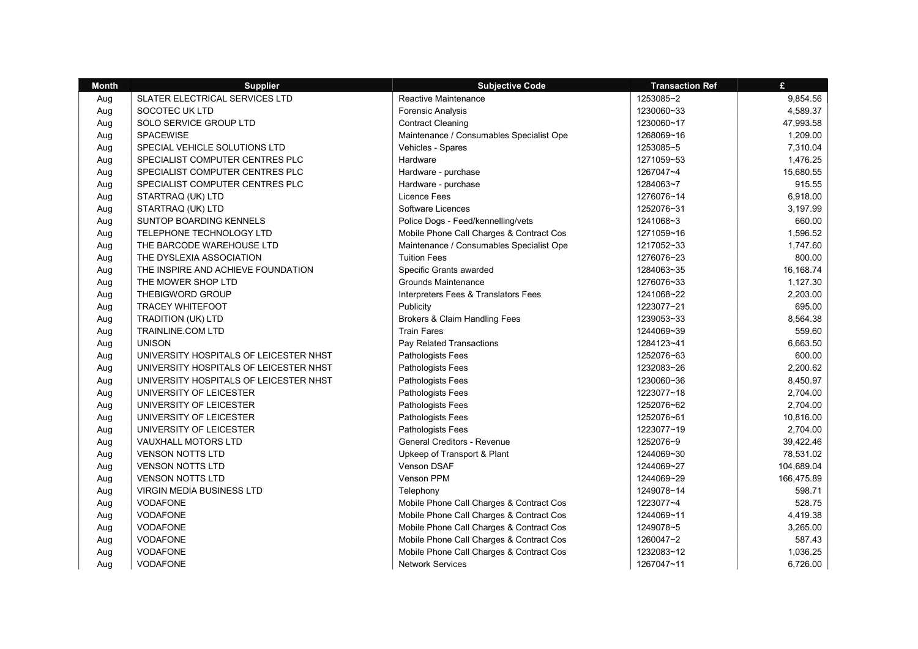| Month | Supplier | Subjective Code | Transaction Ref | £ |
| --- | --- | --- | --- | --- |
| Aug | SLATER ELECTRICAL SERVICES LTD | Reactive Maintenance | 1253085~2 | 9,854.56 |
| Aug | SOCOTEC UK LTD | Forensic Analysis | 1230060~33 | 4,589.37 |
| Aug | SOLO SERVICE GROUP LTD | Contract Cleaning | 1230060~17 | 47,993.58 |
| Aug | SPACEWISE | Maintenance / Consumables Specialist Ope | 1268069~16 | 1,209.00 |
| Aug | SPECIAL VEHICLE SOLUTIONS LTD | Vehicles - Spares | 1253085~5 | 7,310.04 |
| Aug | SPECIALIST COMPUTER CENTRES PLC | Hardware | 1271059~53 | 1,476.25 |
| Aug | SPECIALIST COMPUTER CENTRES PLC | Hardware - purchase | 1267047~4 | 15,680.55 |
| Aug | SPECIALIST COMPUTER CENTRES PLC | Hardware - purchase | 1284063~7 | 915.55 |
| Aug | STARTRAQ (UK) LTD | Licence Fees | 1276076~14 | 6,918.00 |
| Aug | STARTRAQ (UK) LTD | Software Licences | 1252076~31 | 3,197.99 |
| Aug | SUNTOP BOARDING KENNELS | Police Dogs - Feed/kennelling/vets | 1241068~3 | 660.00 |
| Aug | TELEPHONE TECHNOLOGY LTD | Mobile Phone Call Charges & Contract Cos | 1271059~16 | 1,596.52 |
| Aug | THE BARCODE WAREHOUSE LTD | Maintenance / Consumables Specialist Ope | 1217052~33 | 1,747.60 |
| Aug | THE DYSLEXIA ASSOCIATION | Tuition Fees | 1276076~23 | 800.00 |
| Aug | THE INSPIRE AND ACHIEVE FOUNDATION | Specific Grants awarded | 1284063~35 | 16,168.74 |
| Aug | THE MOWER SHOP LTD | Grounds Maintenance | 1276076~33 | 1,127.30 |
| Aug | THEBIGWORD GROUP | Interpreters Fees & Translators Fees | 1241068~22 | 2,203.00 |
| Aug | TRACEY WHITEFOOT | Publicity | 1223077~21 | 695.00 |
| Aug | TRADITION (UK) LTD | Brokers & Claim Handling Fees | 1239053~33 | 8,564.38 |
| Aug | TRAINLINE.COM LTD | Train Fares | 1244069~39 | 559.60 |
| Aug | UNISON | Pay Related Transactions | 1284123~41 | 6,663.50 |
| Aug | UNIVERSITY HOSPITALS OF LEICESTER NHST | Pathologists Fees | 1252076~63 | 600.00 |
| Aug | UNIVERSITY HOSPITALS OF LEICESTER NHST | Pathologists Fees | 1232083~26 | 2,200.62 |
| Aug | UNIVERSITY HOSPITALS OF LEICESTER NHST | Pathologists Fees | 1230060~36 | 8,450.97 |
| Aug | UNIVERSITY OF LEICESTER | Pathologists Fees | 1223077~18 | 2,704.00 |
| Aug | UNIVERSITY OF LEICESTER | Pathologists Fees | 1252076~62 | 2,704.00 |
| Aug | UNIVERSITY OF LEICESTER | Pathologists Fees | 1252076~61 | 10,816.00 |
| Aug | UNIVERSITY OF LEICESTER | Pathologists Fees | 1223077~19 | 2,704.00 |
| Aug | VAUXHALL MOTORS LTD | General Creditors - Revenue | 1252076~9 | 39,422.46 |
| Aug | VENSON NOTTS LTD | Upkeep of Transport & Plant | 1244069~30 | 78,531.02 |
| Aug | VENSON NOTTS LTD | Venson DSAF | 1244069~27 | 104,689.04 |
| Aug | VENSON NOTTS LTD | Venson PPM | 1244069~29 | 166,475.89 |
| Aug | VIRGIN MEDIA BUSINESS LTD | Telephony | 1249078~14 | 598.71 |
| Aug | VODAFONE | Mobile Phone Call Charges & Contract Cos | 1223077~4 | 528.75 |
| Aug | VODAFONE | Mobile Phone Call Charges & Contract Cos | 1244069~11 | 4,419.38 |
| Aug | VODAFONE | Mobile Phone Call Charges & Contract Cos | 1249078~5 | 3,265.00 |
| Aug | VODAFONE | Mobile Phone Call Charges & Contract Cos | 1260047~2 | 587.43 |
| Aug | VODAFONE | Mobile Phone Call Charges & Contract Cos | 1232083~12 | 1,036.25 |
| Aug | VODAFONE | Network Services | 1267047~11 | 6,726.00 |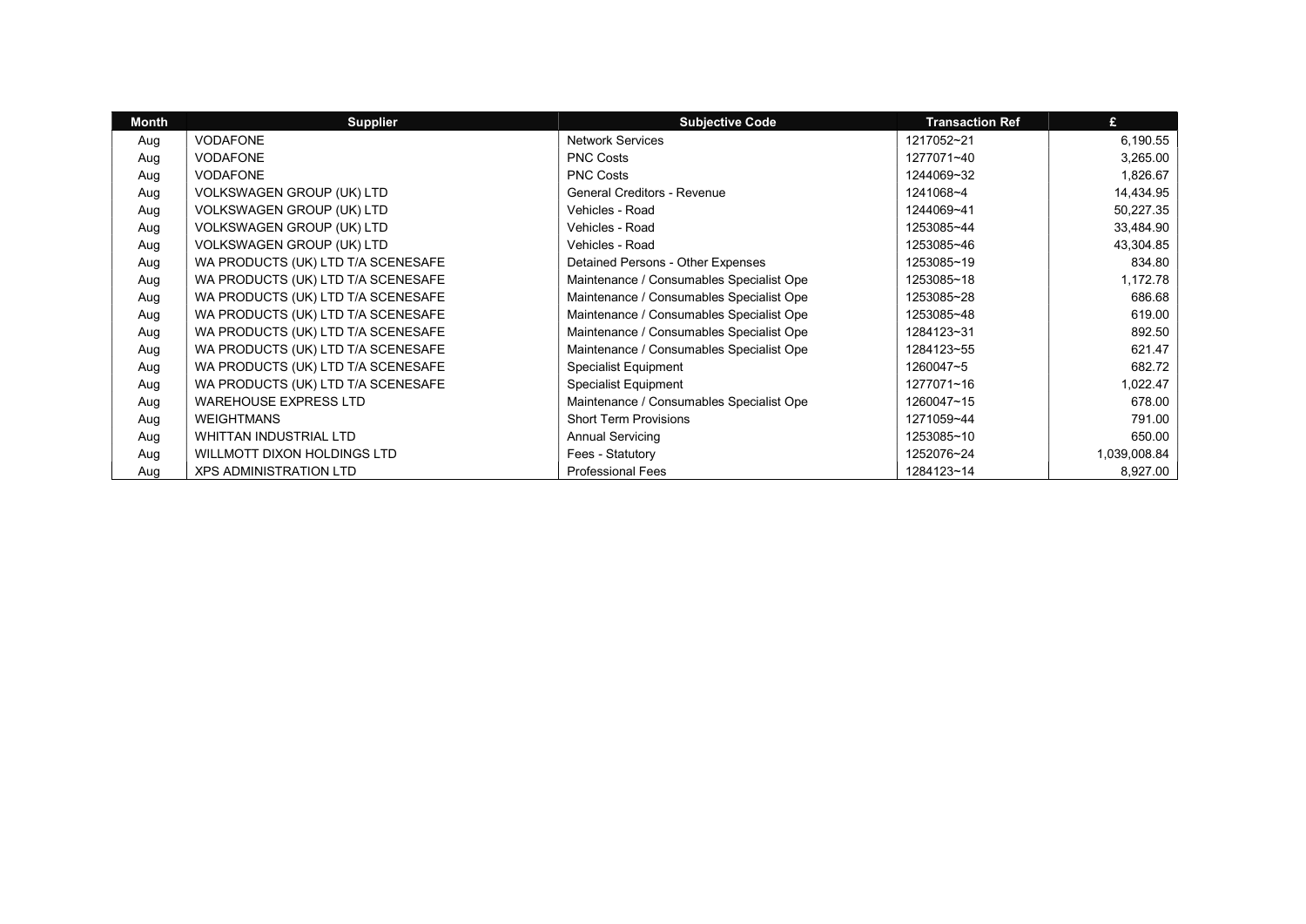| Month | Supplier | Subjective Code | Transaction Ref | £ |
| --- | --- | --- | --- | --- |
| Aug | VODAFONE | Network Services | 1217052~21 | 6,190.55 |
| Aug | VODAFONE | PNC Costs | 1277071~40 | 3,265.00 |
| Aug | VODAFONE | PNC Costs | 1244069~32 | 1,826.67 |
| Aug | VOLKSWAGEN GROUP (UK) LTD | General Creditors - Revenue | 1241068~4 | 14,434.95 |
| Aug | VOLKSWAGEN GROUP (UK) LTD | Vehicles - Road | 1244069~41 | 50,227.35 |
| Aug | VOLKSWAGEN GROUP (UK) LTD | Vehicles - Road | 1253085~44 | 33,484.90 |
| Aug | VOLKSWAGEN GROUP (UK) LTD | Vehicles - Road | 1253085~46 | 43,304.85 |
| Aug | WA PRODUCTS (UK) LTD T/A SCENESAFE | Detained Persons - Other Expenses | 1253085~19 | 834.80 |
| Aug | WA PRODUCTS (UK) LTD T/A SCENESAFE | Maintenance / Consumables Specialist Ope | 1253085~18 | 1,172.78 |
| Aug | WA PRODUCTS (UK) LTD T/A SCENESAFE | Maintenance / Consumables Specialist Ope | 1253085~28 | 686.68 |
| Aug | WA PRODUCTS (UK) LTD T/A SCENESAFE | Maintenance / Consumables Specialist Ope | 1253085~48 | 619.00 |
| Aug | WA PRODUCTS (UK) LTD T/A SCENESAFE | Maintenance / Consumables Specialist Ope | 1284123~31 | 892.50 |
| Aug | WA PRODUCTS (UK) LTD T/A SCENESAFE | Maintenance / Consumables Specialist Ope | 1284123~55 | 621.47 |
| Aug | WA PRODUCTS (UK) LTD T/A SCENESAFE | Specialist Equipment | 1260047~5 | 682.72 |
| Aug | WA PRODUCTS (UK) LTD T/A SCENESAFE | Specialist Equipment | 1277071~16 | 1,022.47 |
| Aug | WAREHOUSE EXPRESS LTD | Maintenance / Consumables Specialist Ope | 1260047~15 | 678.00 |
| Aug | WEIGHTMANS | Short Term Provisions | 1271059~44 | 791.00 |
| Aug | WHITTAN INDUSTRIAL LTD | Annual Servicing | 1253085~10 | 650.00 |
| Aug | WILLMOTT DIXON HOLDINGS LTD | Fees - Statutory | 1252076~24 | 1,039,008.84 |
| Aug | XPS ADMINISTRATION LTD | Professional Fees | 1284123~14 | 8,927.00 |